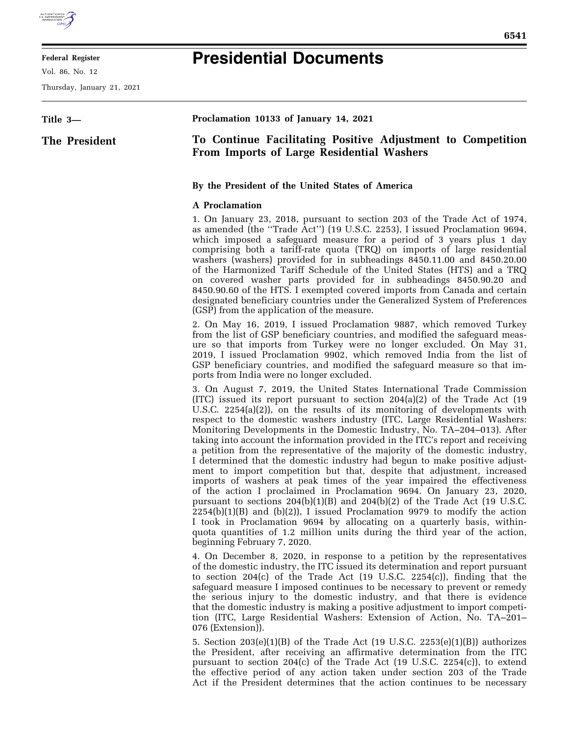# Presidential Documents

**Title 3—**

**The President**

**Proclamation 10133 of January 14, 2021**

## To Continue Facilitating Positive Adjustment to Competition From Imports of Large Residential Washers

**By the President of the United States of America**

**A Proclamation**

1. On January 23, 2018, pursuant to section 203 of the Trade Act of 1974, as amended (the ''Trade Act'') (19 U.S.C. 2253), I issued Proclamation 9694, which imposed a safeguard measure for a period of 3 years plus 1 day comprising both a tariff-rate quota (TRQ) on imports of large residential washers (washers) provided for in subheadings 8450.11.00 and 8450.20.00 of the Harmonized Tariff Schedule of the United States (HTS) and a TRQ on covered washer parts provided for in subheadings 8450.90.20 and 8450.90.60 of the HTS. I exempted covered imports from Canada and certain designated beneficiary countries under the Generalized System of Preferences (GSP) from the application of the measure.

2. On May 16, 2019, I issued Proclamation 9887, which removed Turkey from the list of GSP beneficiary countries, and modified the safeguard measure so that imports from Turkey were no longer excluded. On May 31, 2019, I issued Proclamation 9902, which removed India from the list of GSP beneficiary countries, and modified the safeguard measure so that imports from India were no longer excluded.

3. On August 7, 2019, the United States International Trade Commission (ITC) issued its report pursuant to section 204(a)(2) of the Trade Act (19 U.S.C. 2254(a)(2)), on the results of its monitoring of developments with respect to the domestic washers industry (ITC, Large Residential Washers: Monitoring Developments in the Domestic Industry, No. TA–204–013). After taking into account the information provided in the ITC's report and receiving a petition from the representative of the majority of the domestic industry, I determined that the domestic industry had begun to make positive adjustment to import competition but that, despite that adjustment, increased imports of washers at peak times of the year impaired the effectiveness of the action I proclaimed in Proclamation 9694. On January 23, 2020, pursuant to sections 204(b)(1)(B) and 204(b)(2) of the Trade Act (19 U.S.C. 2254(b)(1)(B) and (b)(2)), I issued Proclamation 9979 to modify the action I took in Proclamation 9694 by allocating on a quarterly basis, within-quota quantities of 1.2 million units during the third year of the action, beginning February 7, 2020.

4. On December 8, 2020, in response to a petition by the representatives of the domestic industry, the ITC issued its determination and report pursuant to section 204(c) of the Trade Act (19 U.S.C. 2254(c)), finding that the safeguard measure I imposed continues to be necessary to prevent or remedy the serious injury to the domestic industry, and that there is evidence that the domestic industry is making a positive adjustment to import competition (ITC, Large Residential Washers: Extension of Action, No. TA–201–076 (Extension)).

5. Section 203(e)(1)(B) of the Trade Act (19 U.S.C. 2253(e)(1)(B)) authorizes the President, after receiving an affirmative determination from the ITC pursuant to section 204(c) of the Trade Act (19 U.S.C. 2254(c)), to extend the effective period of any action taken under section 203 of the Trade Act if the President determines that the action continues to be necessary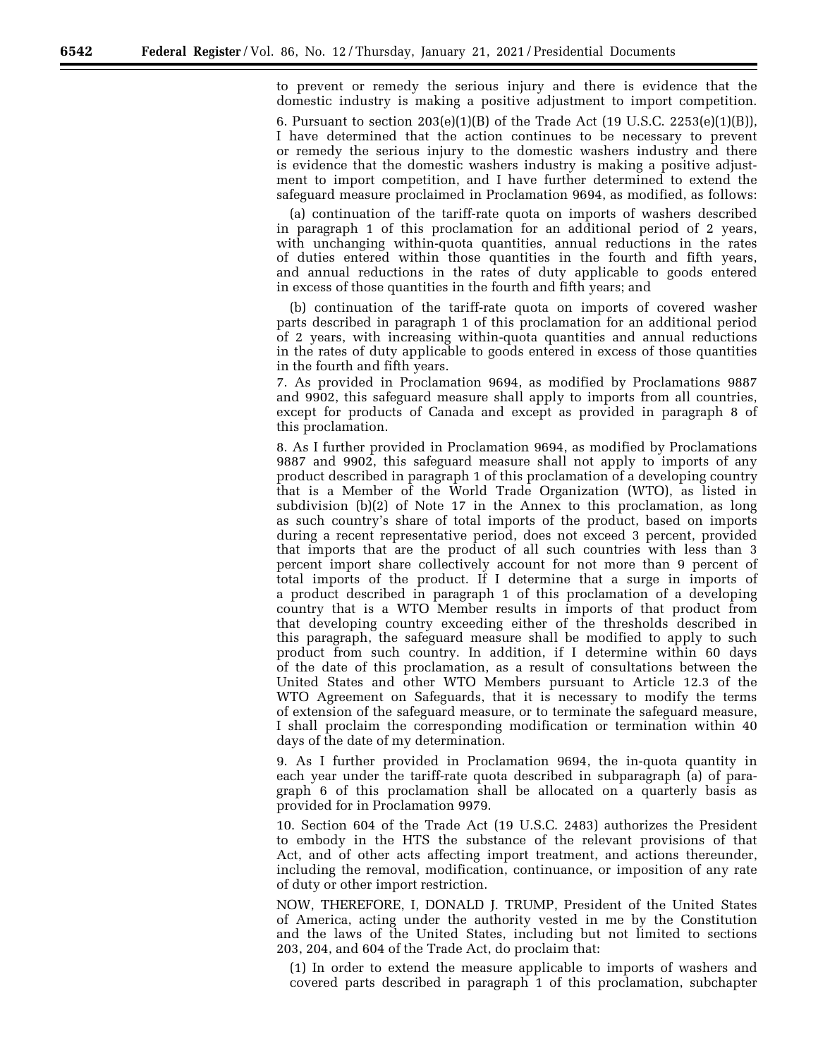to prevent or remedy the serious injury and there is evidence that the domestic industry is making a positive adjustment to import competition.

6. Pursuant to section 203(e)(1)(B) of the Trade Act (19 U.S.C. 2253(e)(1)(B)), I have determined that the action continues to be necessary to prevent or remedy the serious injury to the domestic washers industry and there is evidence that the domestic washers industry is making a positive adjustment to import competition, and I have further determined to extend the safeguard measure proclaimed in Proclamation 9694, as modified, as follows:

(a) continuation of the tariff-rate quota on imports of washers described in paragraph 1 of this proclamation for an additional period of 2 years, with unchanging within-quota quantities, annual reductions in the rates of duties entered within those quantities in the fourth and fifth years, and annual reductions in the rates of duty applicable to goods entered in excess of those quantities in the fourth and fifth years; and

(b) continuation of the tariff-rate quota on imports of covered washer parts described in paragraph 1 of this proclamation for an additional period of 2 years, with increasing within-quota quantities and annual reductions in the rates of duty applicable to goods entered in excess of those quantities in the fourth and fifth years.

7. As provided in Proclamation 9694, as modified by Proclamations 9887 and 9902, this safeguard measure shall apply to imports from all countries, except for products of Canada and except as provided in paragraph 8 of this proclamation.

8. As I further provided in Proclamation 9694, as modified by Proclamations 9887 and 9902, this safeguard measure shall not apply to imports of any product described in paragraph 1 of this proclamation of a developing country that is a Member of the World Trade Organization (WTO), as listed in subdivision (b)(2) of Note 17 in the Annex to this proclamation, as long as such country's share of total imports of the product, based on imports during a recent representative period, does not exceed 3 percent, provided that imports that are the product of all such countries with less than 3 percent import share collectively account for not more than 9 percent of total imports of the product. If I determine that a surge in imports of a product described in paragraph 1 of this proclamation of a developing country that is a WTO Member results in imports of that product from that developing country exceeding either of the thresholds described in this paragraph, the safeguard measure shall be modified to apply to such product from such country. In addition, if I determine within 60 days of the date of this proclamation, as a result of consultations between the United States and other WTO Members pursuant to Article 12.3 of the WTO Agreement on Safeguards, that it is necessary to modify the terms of extension of the safeguard measure, or to terminate the safeguard measure, I shall proclaim the corresponding modification or termination within 40 days of the date of my determination.

9. As I further provided in Proclamation 9694, the in-quota quantity in each year under the tariff-rate quota described in subparagraph (a) of paragraph 6 of this proclamation shall be allocated on a quarterly basis as provided for in Proclamation 9979.

10. Section 604 of the Trade Act (19 U.S.C. 2483) authorizes the President to embody in the HTS the substance of the relevant provisions of that Act, and of other acts affecting import treatment, and actions thereunder, including the removal, modification, continuance, or imposition of any rate of duty or other import restriction.

NOW, THEREFORE, I, DONALD J. TRUMP, President of the United States of America, acting under the authority vested in me by the Constitution and the laws of the United States, including but not limited to sections 203, 204, and 604 of the Trade Act, do proclaim that:

(1) In order to extend the measure applicable to imports of washers and covered parts described in paragraph 1 of this proclamation, subchapter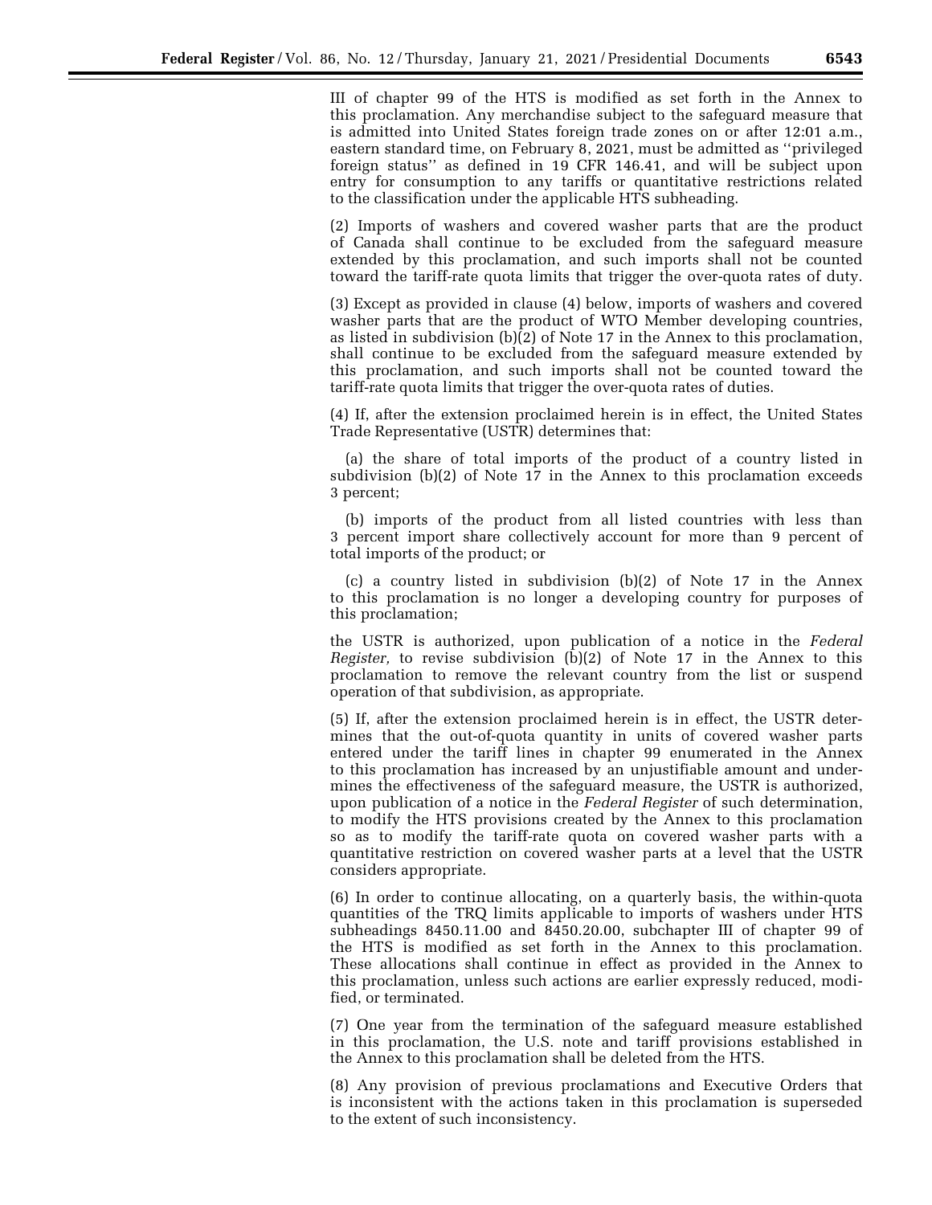III of chapter 99 of the HTS is modified as set forth in the Annex to this proclamation. Any merchandise subject to the safeguard measure that is admitted into United States foreign trade zones on or after 12:01 a.m., eastern standard time, on February 8, 2021, must be admitted as ''privileged foreign status'' as defined in 19 CFR 146.41, and will be subject upon entry for consumption to any tariffs or quantitative restrictions related to the classification under the applicable HTS subheading.

(2) Imports of washers and covered washer parts that are the product of Canada shall continue to be excluded from the safeguard measure extended by this proclamation, and such imports shall not be counted toward the tariff-rate quota limits that trigger the over-quota rates of duty.

(3) Except as provided in clause (4) below, imports of washers and covered washer parts that are the product of WTO Member developing countries, as listed in subdivision (b)(2) of Note 17 in the Annex to this proclamation, shall continue to be excluded from the safeguard measure extended by this proclamation, and such imports shall not be counted toward the tariff-rate quota limits that trigger the over-quota rates of duties.

(4) If, after the extension proclaimed herein is in effect, the United States Trade Representative (USTR) determines that:

(a) the share of total imports of the product of a country listed in subdivision (b)(2) of Note 17 in the Annex to this proclamation exceeds 3 percent;

(b) imports of the product from all listed countries with less than 3 percent import share collectively account for more than 9 percent of total imports of the product; or

(c) a country listed in subdivision (b)(2) of Note 17 in the Annex to this proclamation is no longer a developing country for purposes of this proclamation;

the USTR is authorized, upon publication of a notice in the *Federal Register,* to revise subdivision (b)(2) of Note 17 in the Annex to this proclamation to remove the relevant country from the list or suspend operation of that subdivision, as appropriate.

(5) If, after the extension proclaimed herein is in effect, the USTR determines that the out-of-quota quantity in units of covered washer parts entered under the tariff lines in chapter 99 enumerated in the Annex to this proclamation has increased by an unjustifiable amount and undermines the effectiveness of the safeguard measure, the USTR is authorized, upon publication of a notice in the *Federal Register* of such determination, to modify the HTS provisions created by the Annex to this proclamation so as to modify the tariff-rate quota on covered washer parts with a quantitative restriction on covered washer parts at a level that the USTR considers appropriate.

(6) In order to continue allocating, on a quarterly basis, the within-quota quantities of the TRQ limits applicable to imports of washers under HTS subheadings 8450.11.00 and 8450.20.00, subchapter III of chapter 99 of the HTS is modified as set forth in the Annex to this proclamation. These allocations shall continue in effect as provided in the Annex to this proclamation, unless such actions are earlier expressly reduced, modified, or terminated.

(7) One year from the termination of the safeguard measure established in this proclamation, the U.S. note and tariff provisions established in the Annex to this proclamation shall be deleted from the HTS.

(8) Any provision of previous proclamations and Executive Orders that is inconsistent with the actions taken in this proclamation is superseded to the extent of such inconsistency.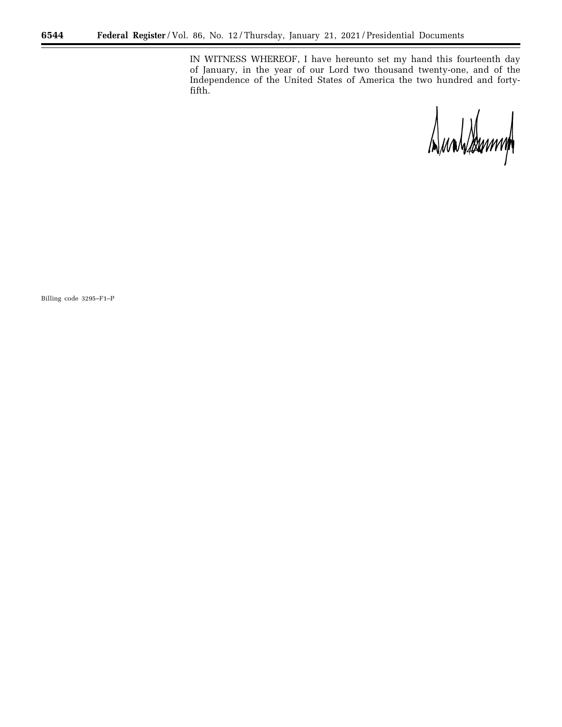IN WITNESS WHEREOF, I have hereunto set my hand this fourteenth day of January, in the year of our Lord two thousand twenty-one, and of the Independence of the United States of America the two hundred and forty-fifth.

Billing code 3295–F1–P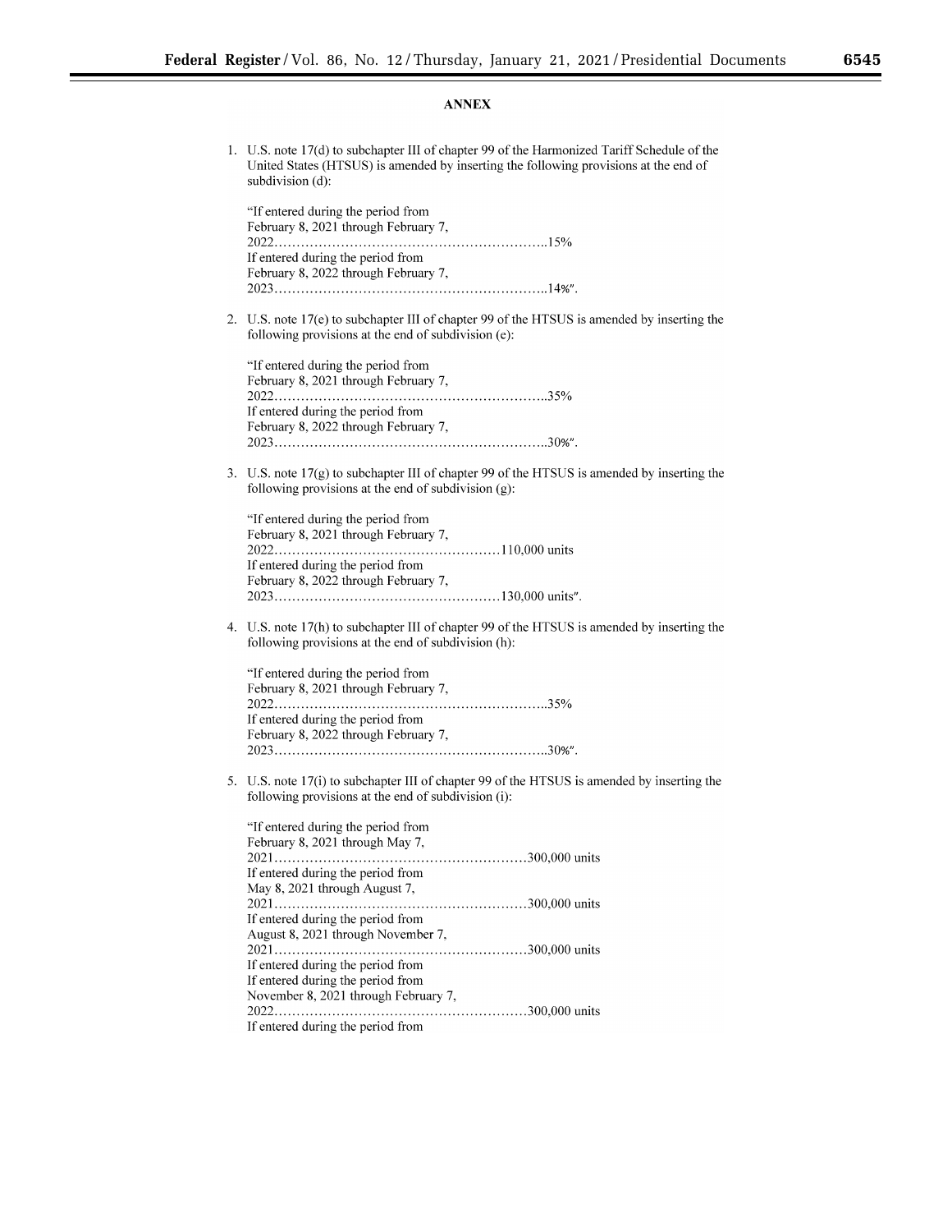## ANNEX

1. U.S. note 17(d) to subchapter III of chapter 99 of the Harmonized Tariff Schedule of the United States (HTSUS) is amended by inserting the following provisions at the end of subdivision (d):

   "If entered during the period from February 8, 2021 through February 7, 2022……………………………………………………..15%
   If entered during the period from February 8, 2022 through February 7, 2023……………………………………………………..14%".

2. U.S. note 17(e) to subchapter III of chapter 99 of the HTSUS is amended by inserting the following provisions at the end of subdivision (e):

   "If entered during the period from February 8, 2021 through February 7, 2022……………………………………………………..35%
   If entered during the period from February 8, 2022 through February 7, 2023……………………………………………………..30%".

3. U.S. note 17(g) to subchapter III of chapter 99 of the HTSUS is amended by inserting the following provisions at the end of subdivision (g):

   "If entered during the period from February 8, 2021 through February 7, 2022……………………………………………110,000 units
   If entered during the period from February 8, 2022 through February 7, 2023……………………………………………130,000 units".

4. U.S. note 17(h) to subchapter III of chapter 99 of the HTSUS is amended by inserting the following provisions at the end of subdivision (h):

   "If entered during the period from February 8, 2021 through February 7, 2022……………………………………………………..35%
   If entered during the period from February 8, 2022 through February 7, 2023……………………………………………………..30%".

5. U.S. note 17(i) to subchapter III of chapter 99 of the HTSUS is amended by inserting the following provisions at the end of subdivision (i):

   "If entered during the period from February 8, 2021 through May 7, 2021…………………………………………………300,000 units
   If entered during the period from May 8, 2021 through August 7, 2021…………………………………………………300,000 units
   If entered during the period from August 8, 2021 through November 7, 2021…………………………………………………300,000 units
   If entered during the period from
   If entered during the period from November 8, 2021 through February 7, 2022…………………………………………………300,000 units
   If entered during the period from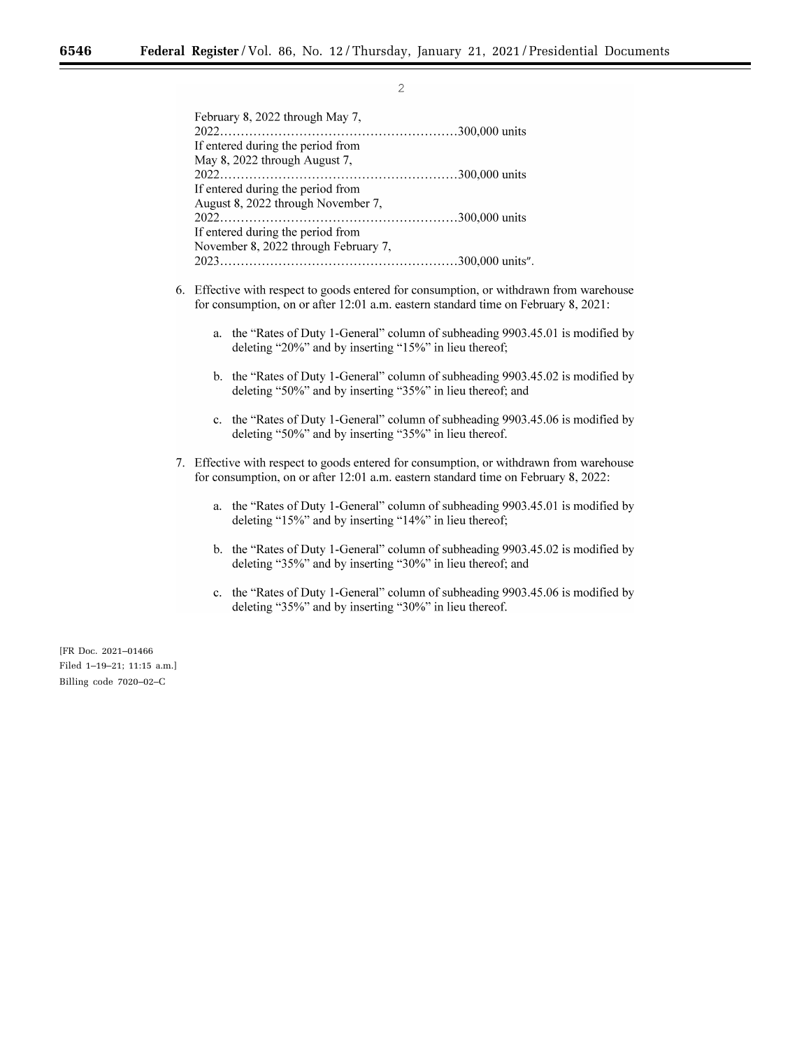2

February 8, 2022 through May 7, 2022……………………………………………………300,000 units
If entered during the period from May 8, 2022 through August 7, 2022……………………………………………………300,000 units
If entered during the period from August 8, 2022 through November 7, 2022……………………………………………………300,000 units
If entered during the period from November 8, 2022 through February 7, 2023……………………………………………………300,000 units".

6. Effective with respect to goods entered for consumption, or withdrawn from warehouse for consumption, on or after 12:01 a.m. eastern standard time on February 8, 2021:

   a. the "Rates of Duty 1-General" column of subheading 9903.45.01 is modified by deleting "20%" and by inserting "15%" in lieu thereof;

   b. the "Rates of Duty 1-General" column of subheading 9903.45.02 is modified by deleting "50%" and by inserting "35%" in lieu thereof; and

   c. the "Rates of Duty 1-General" column of subheading 9903.45.06 is modified by deleting "50%" and by inserting "35%" in lieu thereof.

7. Effective with respect to goods entered for consumption, or withdrawn from warehouse for consumption, on or after 12:01 a.m. eastern standard time on February 8, 2022:

   a. the "Rates of Duty 1-General" column of subheading 9903.45.01 is modified by deleting "15%" and by inserting "14%" in lieu thereof;

   b. the "Rates of Duty 1-General" column of subheading 9903.45.02 is modified by deleting "35%" and by inserting "30%" in lieu thereof; and

   c. the "Rates of Duty 1-General" column of subheading 9903.45.06 is modified by deleting "35%" and by inserting "30%" in lieu thereof.

[FR Doc. 2021–01466
Filed 1–19–21; 11:15 a.m.]
Billing code 7020–02–C